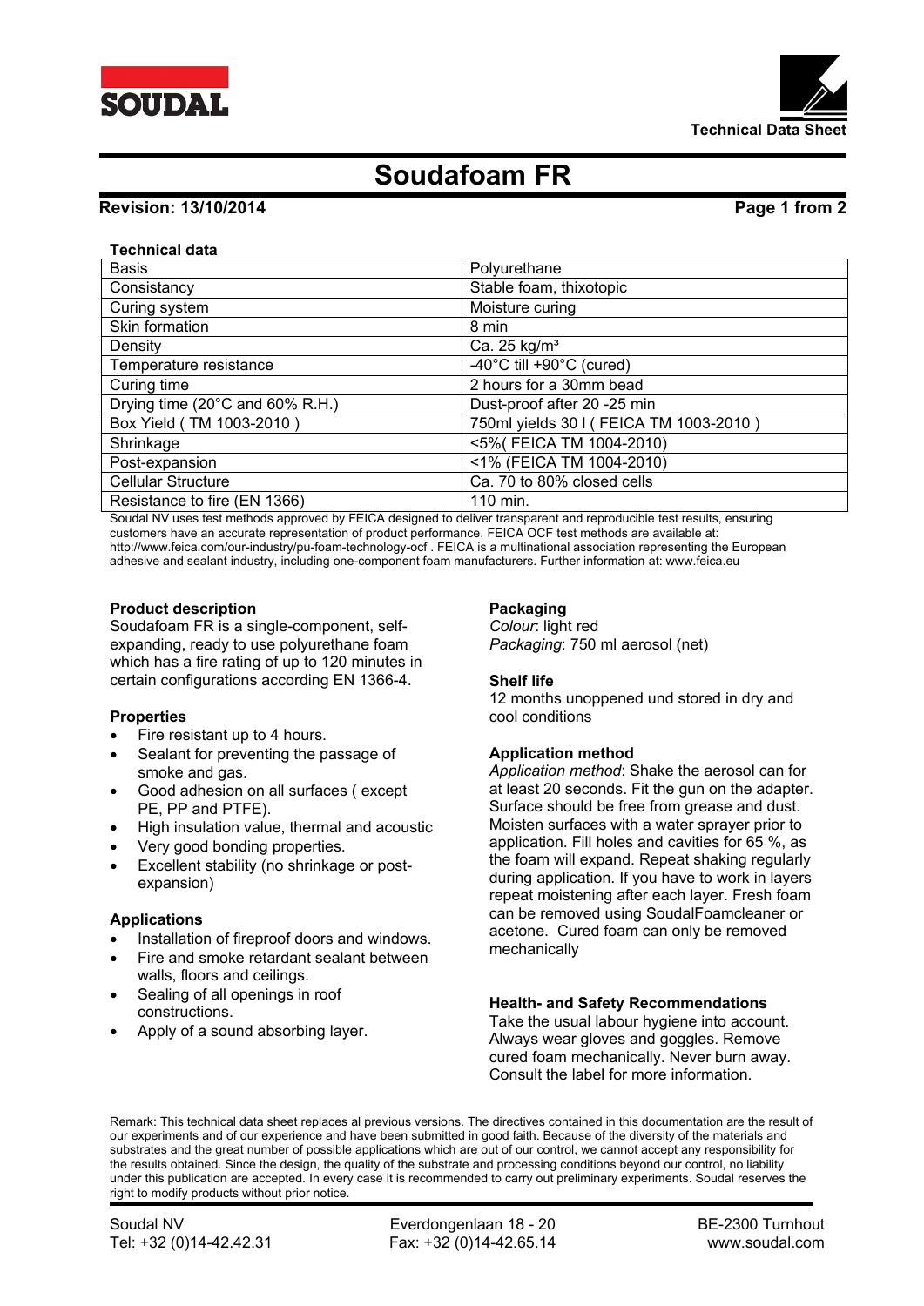# Soudafoam FR

**Revision: 13/10/2014**

**Technical data**

| | |
|---|---|
| Basis | Polyurethane |
| Consistancy | Stable foam, thixotopic |
| Curing system | Moisture curing |
| Skin formation | 8 min |
| Density | Ca. 25 kg/m³ |
| Temperature resistance | -40°C till +90°C (cured) |
| Curing time | 2 hours for a 30mm bead |
| Drying time (20°C and 60% R.H.) | Dust-proof after 20 -25 min |
| Box Yield ( TM 1003-2010 ) | 750ml yields 30 l ( FEICA TM 1003-2010 ) |
| Shrinkage | <5%( FEICA TM 1004-2010) |
| Post-expansion | <1% (FEICA TM 1004-2010) |
| Cellular Structure | Ca. 70 to 80% closed cells |
| Resistance to fire (EN 1366) | 110 min. |

Soudal NV uses test methods approved by FEICA designed to deliver transparent and reproducible test results, ensuring customers have an accurate representation of product performance. FEICA OCF test methods are available at: http://www.feica.com/our-industry/pu-foam-technology-ocf . FEICA is a multinational association representing the European adhesive and sealant industry, including one-component foam manufacturers. Further information at: www.feica.eu

**Product description**

Soudafoam FR is a single-component, self-expanding, ready to use polyurethane foam which has a fire rating of up to 120 minutes in certain configurations according EN 1366-4.

**Properties**

- Fire resistant up to 4 hours.
- Sealant for preventing the passage of smoke and gas.
- Good adhesion on all surfaces ( except PE, PP and PTFE).
- High insulation value, thermal and acoustic
- Very good bonding properties.
- Excellent stability (no shrinkage or post-expansion)

**Applications**

- Installation of fireproof doors and windows.
- Fire and smoke retardant sealant between walls, floors and ceilings.
- Sealing of all openings in roof constructions.
- Apply of a sound absorbing layer.

**Packaging**

*Colour*: light red
*Packaging*: 750 ml aerosol (net)

**Shelf life**

12 months unoppened und stored in dry and cool conditions

**Application method**

*Application method*: Shake the aerosol can for at least 20 seconds. Fit the gun on the adapter. Surface should be free from grease and dust. Moisten surfaces with a water sprayer prior to application. Fill holes and cavities for 65 %, as the foam will expand. Repeat shaking regularly during application. If you have to work in layers repeat moistening after each layer. Fresh foam can be removed using SoudalFoamcleaner or acetone. Cured foam can only be removed mechanically

**Health- and Safety Recommendations**

Take the usual labour hygiene into account. Always wear gloves and goggles. Remove cured foam mechanically. Never burn away. Consult the label for more information.

Remark: This technical data sheet replaces al previous versions. The directives contained in this documentation are the result of our experiments and of our experience and have been submitted in good faith. Because of the diversity of the materials and substrates and the great number of possible applications which are out of our control, we cannot accept any responsibility for the results obtained. Since the design, the quality of the substrate and processing conditions beyond our control, no liability under this publication are accepted. In every case it is recommended to carry out preliminary experiments. Soudal reserves the right to modify products without prior notice.

Soudal NV Everdongenlaan 18 - 20 BE-2300 Turnhout
Tel: +32 (0)14-42.42.31 Fax: +32 (0)14-42.65.14 www.soudal.com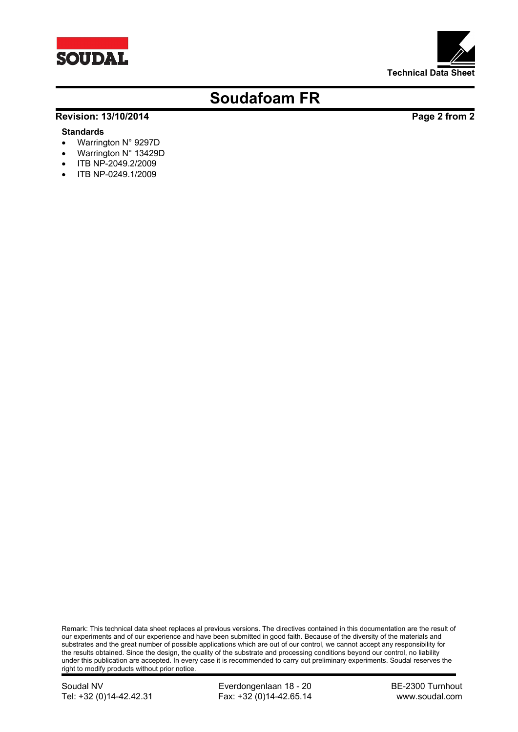**Standards**

- Warrington N° 9297D
- Warrington N° 13429D
- ITB NP-2049.2/2009
- ITB NP-0249.1/2009

Remark: This technical data sheet replaces al previous versions. The directives contained in this documentation are the result of our experiments and of our experience and have been submitted in good faith. Because of the diversity of the materials and substrates and the great number of possible applications which are out of our control, we cannot accept any responsibility for the results obtained. Since the design, the quality of the substrate and processing conditions beyond our control, no liability under this publication are accepted. In every case it is recommended to carry out preliminary experiments. Soudal reserves the right to modify products without prior notice.

Soudal NV | Everdongenlaan 18 - 20 | BE-2300 Turnhout
Tel: +32 (0)14-42.42.31 | Fax: +32 (0)14-42.65.14 | www.soudal.com